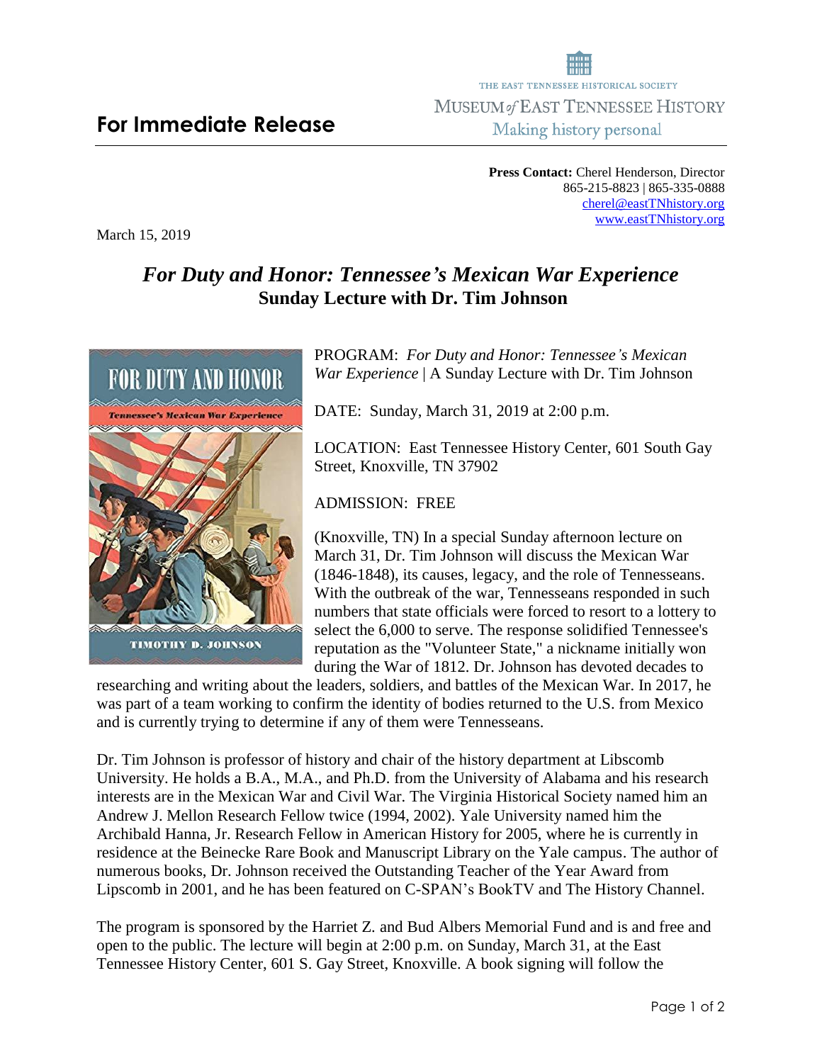THE EAST TENNESSEE HISTORICAL SOCIETY
MUSEUM of EAST TENNESSEE HISTORY
Making history personal

# For Immediate Release

**Press Contact:** Cherel Henderson, Director
865-215-8823 | 865-335-0888
cherel@eastTNhistory.org
www.eastTNhistory.org

March 15, 2019

## *For Duty and Honor: Tennessee's Mexican War Experience*
## Sunday Lecture with Dr. Tim Johnson

PROGRAM: *For Duty and Honor: Tennessee's Mexican War Experience* | A Sunday Lecture with Dr. Tim Johnson

DATE: Sunday, March 31, 2019 at 2:00 p.m.

LOCATION: East Tennessee History Center, 601 South Gay Street, Knoxville, TN 37902

ADMISSION: FREE

(Knoxville, TN) In a special Sunday afternoon lecture on March 31, Dr. Tim Johnson will discuss the Mexican War (1846-1848), its causes, legacy, and the role of Tennesseans. With the outbreak of the war, Tennesseans responded in such numbers that state officials were forced to resort to a lottery to select the 6,000 to serve. The response solidified Tennessee's reputation as the "Volunteer State," a nickname initially won during the War of 1812. Dr. Johnson has devoted decades to researching and writing about the leaders, soldiers, and battles of the Mexican War. In 2017, he was part of a team working to confirm the identity of bodies returned to the U.S. from Mexico and is currently trying to determine if any of them were Tennesseans.

Dr. Tim Johnson is professor of history and chair of the history department at Libscomb University. He holds a B.A., M.A., and Ph.D. from the University of Alabama and his research interests are in the Mexican War and Civil War. The Virginia Historical Society named him an Andrew J. Mellon Research Fellow twice (1994, 2002). Yale University named him the Archibald Hanna, Jr. Research Fellow in American History for 2005, where he is currently in residence at the Beinecke Rare Book and Manuscript Library on the Yale campus. The author of numerous books, Dr. Johnson received the Outstanding Teacher of the Year Award from Lipscomb in 2001, and he has been featured on C-SPAN's BookTV and The History Channel.

The program is sponsored by the Harriet Z. and Bud Albers Memorial Fund and is and free and open to the public. The lecture will begin at 2:00 p.m. on Sunday, March 31, at the East Tennessee History Center, 601 S. Gay Street, Knoxville. A book signing will follow the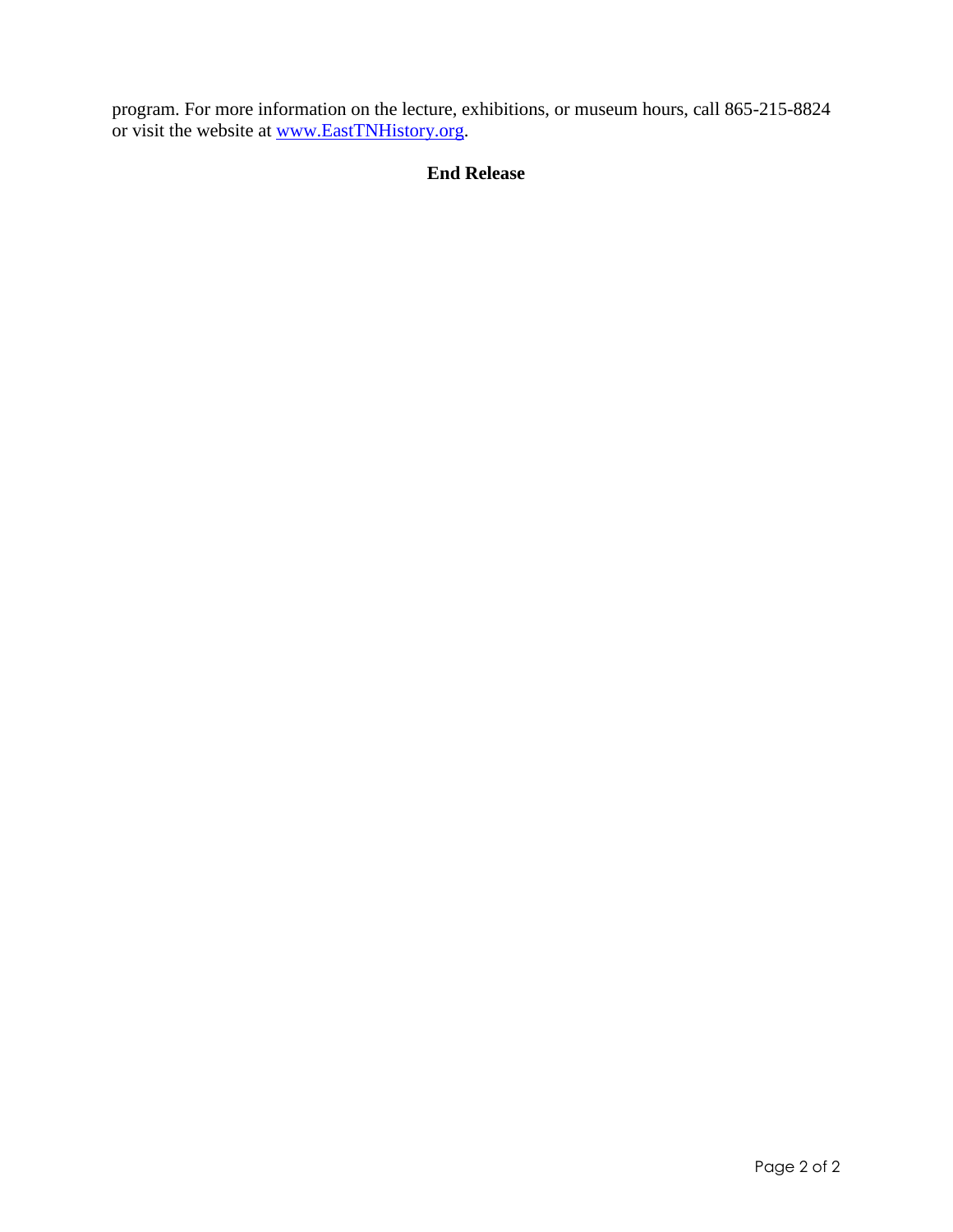program. For more information on the lecture, exhibitions, or museum hours, call 865-215-8824 or visit the website at [www.EastTNHistory.org](http://www.EastTNHistory.org).

**End Release**